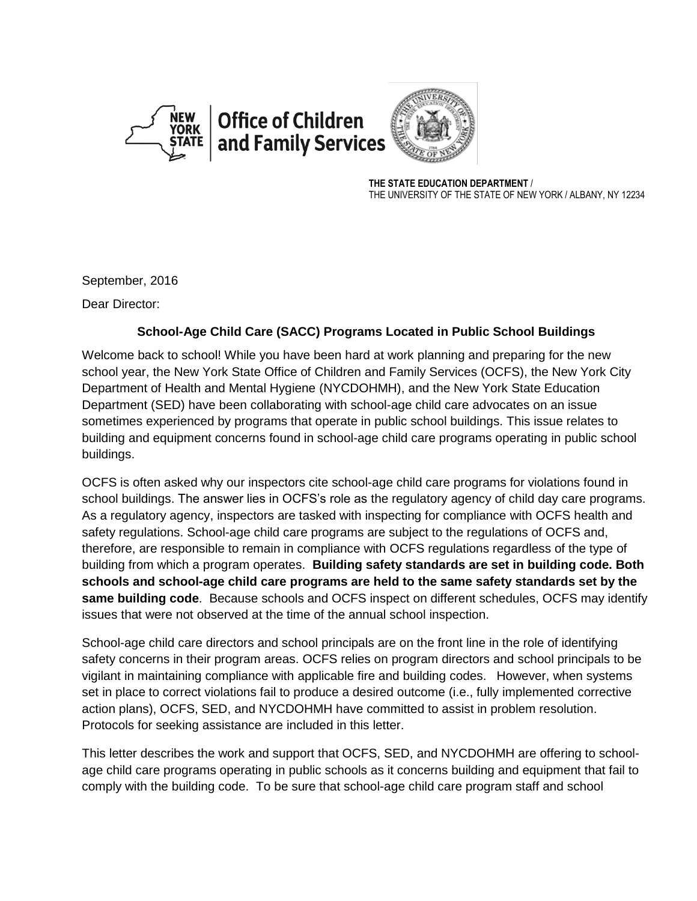Office of Children and Family Services

**THE STATE EDUCATION DEPARTMENT** /
THE UNIVERSITY OF THE STATE OF NEW YORK / ALBANY, NY 12234

September, 2016

Dear Director:

**School-Age Child Care (SACC) Programs Located in Public School Buildings**

Welcome back to school! While you have been hard at work planning and preparing for the new school year, the New York State Office of Children and Family Services (OCFS), the New York City Department of Health and Mental Hygiene (NYCDOHMH), and the New York State Education Department (SED) have been collaborating with school-age child care advocates on an issue sometimes experienced by programs that operate in public school buildings. This issue relates to building and equipment concerns found in school-age child care programs operating in public school buildings.

OCFS is often asked why our inspectors cite school-age child care programs for violations found in school buildings. The answer lies in OCFS's role as the regulatory agency of child day care programs. As a regulatory agency, inspectors are tasked with inspecting for compliance with OCFS health and safety regulations. School-age child care programs are subject to the regulations of OCFS and, therefore, are responsible to remain in compliance with OCFS regulations regardless of the type of building from which a program operates. **Building safety standards are set in building code. Both schools and school-age child care programs are held to the same safety standards set by the same building code**. Because schools and OCFS inspect on different schedules, OCFS may identify issues that were not observed at the time of the annual school inspection.

School-age child care directors and school principals are on the front line in the role of identifying safety concerns in their program areas. OCFS relies on program directors and school principals to be vigilant in maintaining compliance with applicable fire and building codes. However, when systems set in place to correct violations fail to produce a desired outcome (i.e., fully implemented corrective action plans), OCFS, SED, and NYCDOHMH have committed to assist in problem resolution. Protocols for seeking assistance are included in this letter.

This letter describes the work and support that OCFS, SED, and NYCDOHMH are offering to school-age child care programs operating in public schools as it concerns building and equipment that fail to comply with the building code. To be sure that school-age child care program staff and school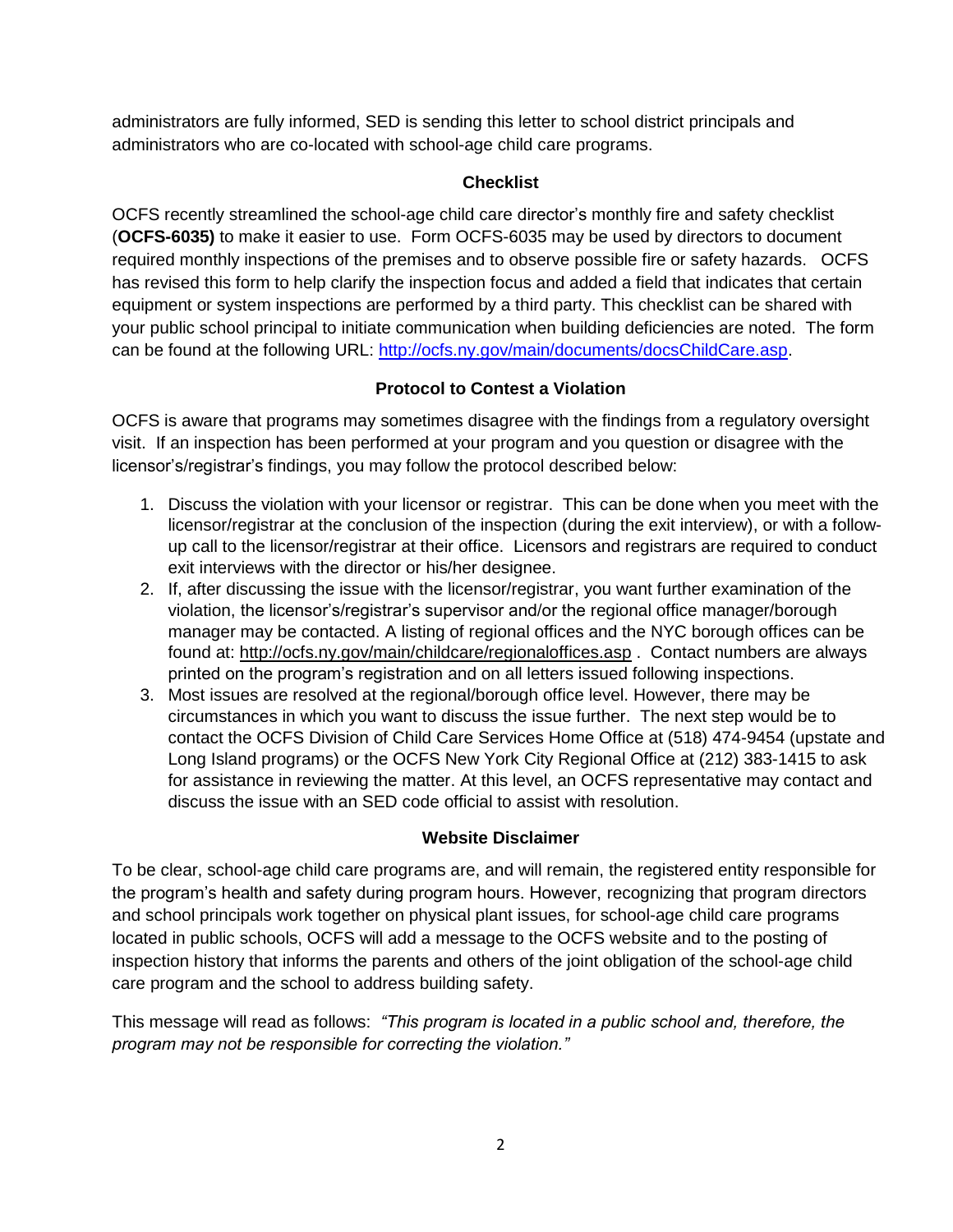administrators are fully informed, SED is sending this letter to school district principals and administrators who are co-located with school-age child care programs.

## Checklist

OCFS recently streamlined the school-age child care director's monthly fire and safety checklist (**OCFS-6035)** to make it easier to use. Form OCFS-6035 may be used by directors to document required monthly inspections of the premises and to observe possible fire or safety hazards. OCFS has revised this form to help clarify the inspection focus and added a field that indicates that certain equipment or system inspections are performed by a third party. This checklist can be shared with your public school principal to initiate communication when building deficiencies are noted. The form can be found at the following URL: http://ocfs.ny.gov/main/documents/docsChildCare.asp.

## Protocol to Contest a Violation

OCFS is aware that programs may sometimes disagree with the findings from a regulatory oversight visit. If an inspection has been performed at your program and you question or disagree with the licensor's/registrar's findings, you may follow the protocol described below:

1. Discuss the violation with your licensor or registrar. This can be done when you meet with the licensor/registrar at the conclusion of the inspection (during the exit interview), or with a follow-up call to the licensor/registrar at their office. Licensors and registrars are required to conduct exit interviews with the director or his/her designee.
2. If, after discussing the issue with the licensor/registrar, you want further examination of the violation, the licensor's/registrar's supervisor and/or the regional office manager/borough manager may be contacted. A listing of regional offices and the NYC borough offices can be found at: http://ocfs.ny.gov/main/childcare/regionaloffices.asp . Contact numbers are always printed on the program's registration and on all letters issued following inspections.
3. Most issues are resolved at the regional/borough office level. However, there may be circumstances in which you want to discuss the issue further. The next step would be to contact the OCFS Division of Child Care Services Home Office at (518) 474-9454 (upstate and Long Island programs) or the OCFS New York City Regional Office at (212) 383-1415 to ask for assistance in reviewing the matter. At this level, an OCFS representative may contact and discuss the issue with an SED code official to assist with resolution.

## Website Disclaimer

To be clear, school-age child care programs are, and will remain, the registered entity responsible for the program's health and safety during program hours. However, recognizing that program directors and school principals work together on physical plant issues, for school-age child care programs located in public schools, OCFS will add a message to the OCFS website and to the posting of inspection history that informs the parents and others of the joint obligation of the school-age child care program and the school to address building safety.

This message will read as follows: *"This program is located in a public school and, therefore, the program may not be responsible for correcting the violation."*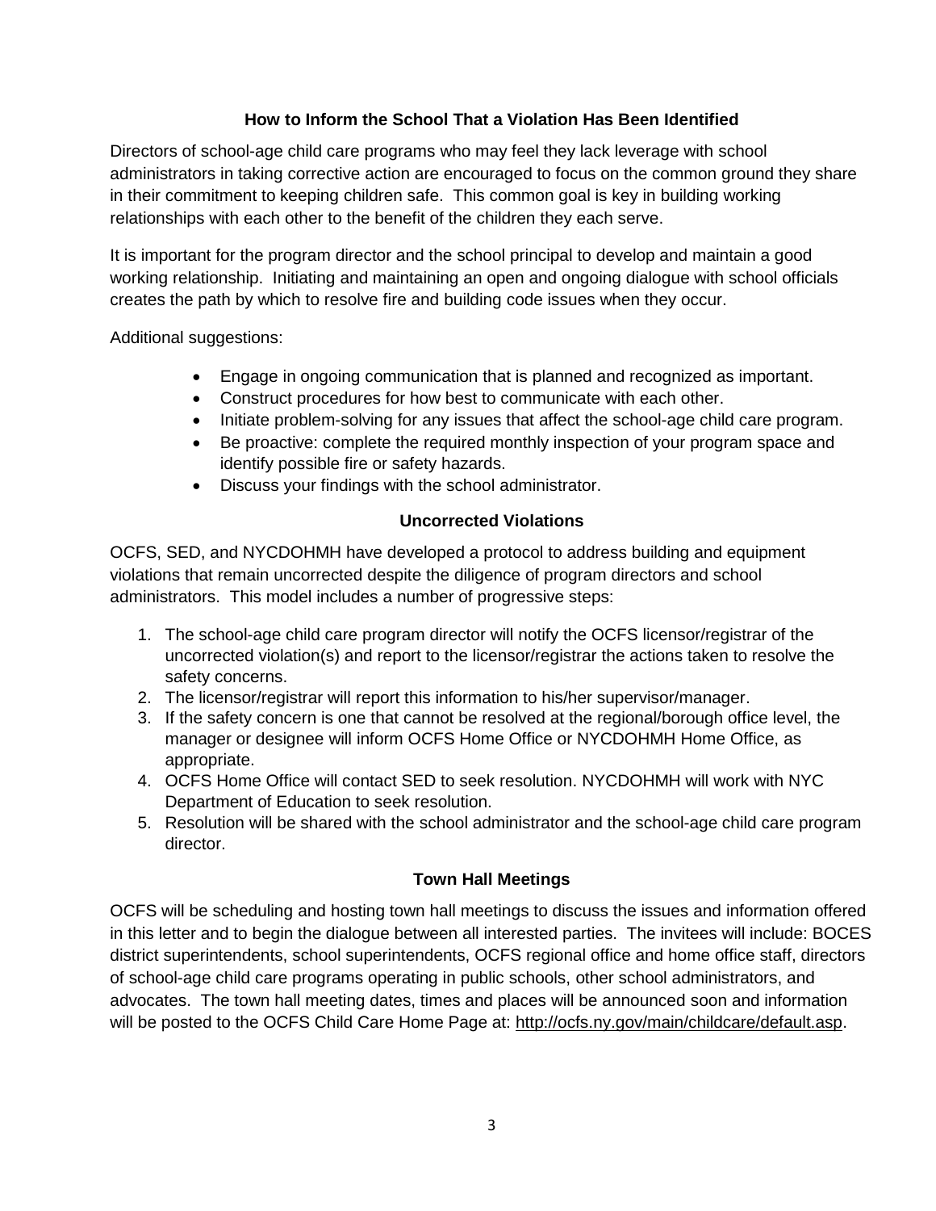## How to Inform the School That a Violation Has Been Identified

Directors of school-age child care programs who may feel they lack leverage with school administrators in taking corrective action are encouraged to focus on the common ground they share in their commitment to keeping children safe. This common goal is key in building working relationships with each other to the benefit of the children they each serve.

It is important for the program director and the school principal to develop and maintain a good working relationship. Initiating and maintaining an open and ongoing dialogue with school officials creates the path by which to resolve fire and building code issues when they occur.

Additional suggestions:

- Engage in ongoing communication that is planned and recognized as important.
- Construct procedures for how best to communicate with each other.
- Initiate problem-solving for any issues that affect the school-age child care program.
- Be proactive: complete the required monthly inspection of your program space and identify possible fire or safety hazards.
- Discuss your findings with the school administrator.

## Uncorrected Violations

OCFS, SED, and NYCDOHMH have developed a protocol to address building and equipment violations that remain uncorrected despite the diligence of program directors and school administrators. This model includes a number of progressive steps:

1. The school-age child care program director will notify the OCFS licensor/registrar of the uncorrected violation(s) and report to the licensor/registrar the actions taken to resolve the safety concerns.
2. The licensor/registrar will report this information to his/her supervisor/manager.
3. If the safety concern is one that cannot be resolved at the regional/borough office level, the manager or designee will inform OCFS Home Office or NYCDOHMH Home Office, as appropriate.
4. OCFS Home Office will contact SED to seek resolution. NYCDOHMH will work with NYC Department of Education to seek resolution.
5. Resolution will be shared with the school administrator and the school-age child care program director.

## Town Hall Meetings

OCFS will be scheduling and hosting town hall meetings to discuss the issues and information offered in this letter and to begin the dialogue between all interested parties. The invitees will include: BOCES district superintendents, school superintendents, OCFS regional office and home office staff, directors of school-age child care programs operating in public schools, other school administrators, and advocates. The town hall meeting dates, times and places will be announced soon and information will be posted to the OCFS Child Care Home Page at: http://ocfs.ny.gov/main/childcare/default.asp.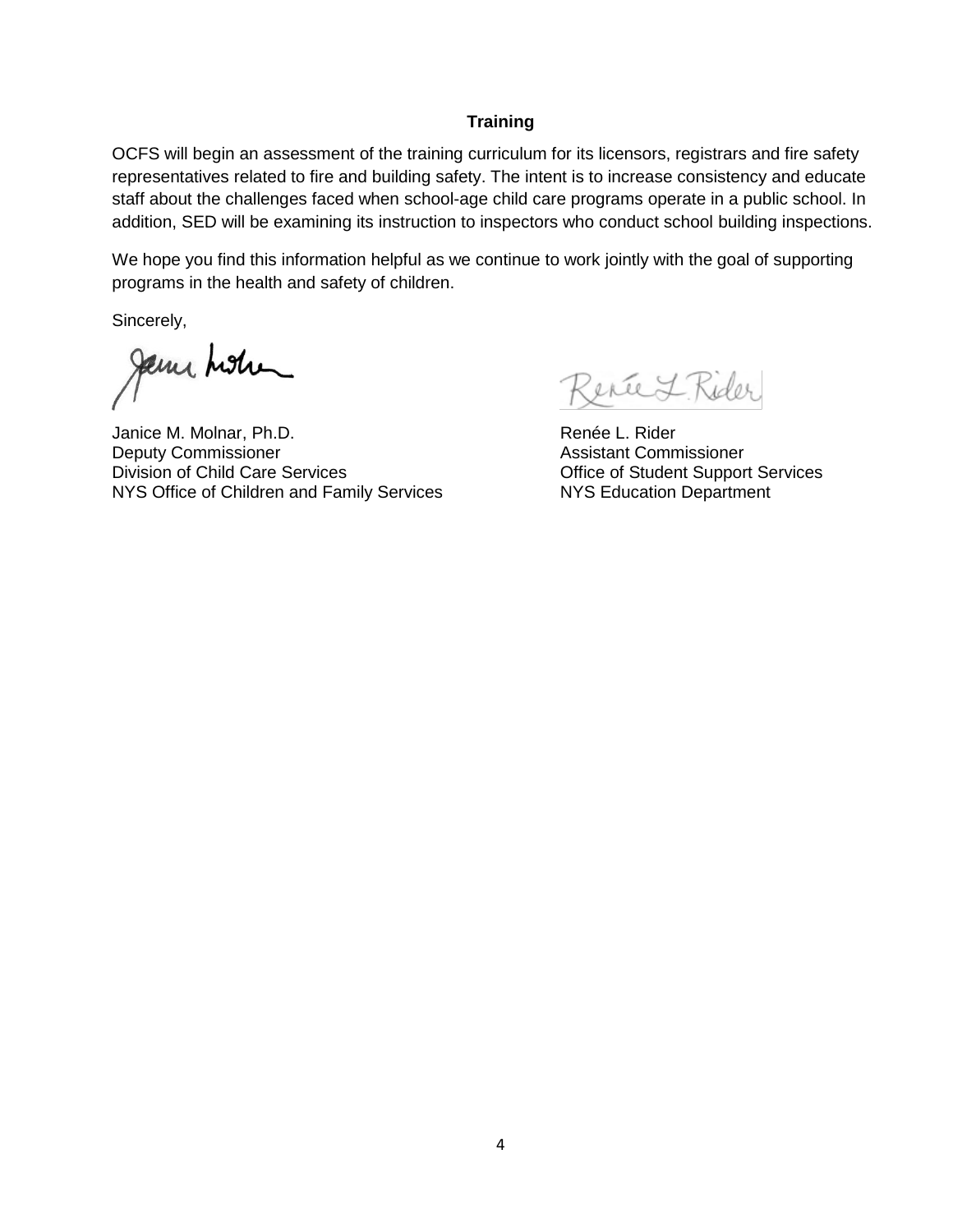**Training**

OCFS will begin an assessment of the training curriculum for its licensors, registrars and fire safety representatives related to fire and building safety. The intent is to increase consistency and educate staff about the challenges faced when school-age child care programs operate in a public school. In addition, SED will be examining its instruction to inspectors who conduct school building inspections.

We hope you find this information helpful as we continue to work jointly with the goal of supporting programs in the health and safety of children.

Sincerely,

Janice M. Molnar, Ph.D.
Deputy Commissioner
Division of Child Care Services
NYS Office of Children and Family Services

Renée L. Rider
Assistant Commissioner
Office of Student Support Services
NYS Education Department